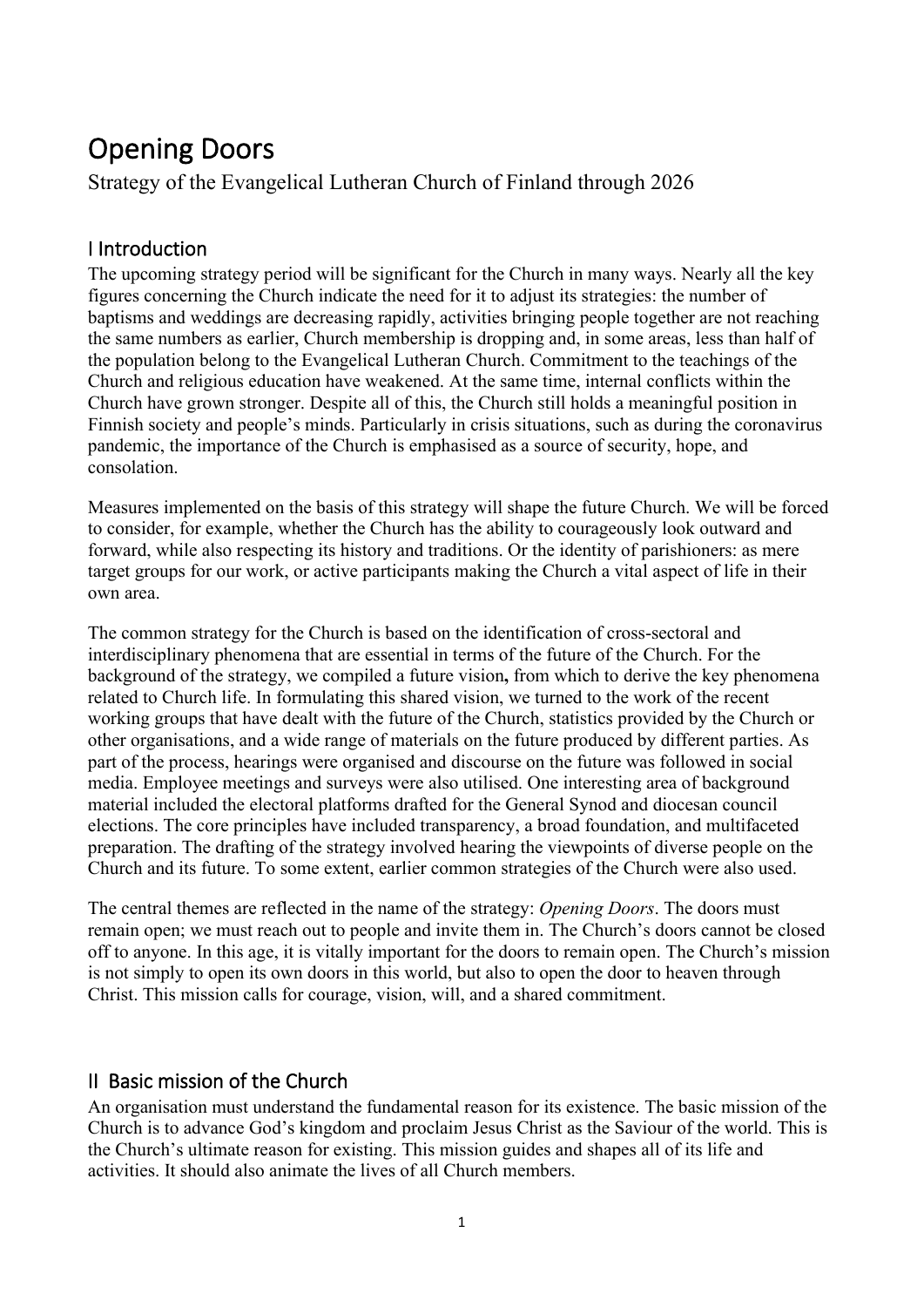# Opening Doors

Strategy of the Evangelical Lutheran Church of Finland through 2026

## I Introduction

The upcoming strategy period will be significant for the Church in many ways. Nearly all the key figures concerning the Church indicate the need for it to adjust its strategies: the number of baptisms and weddings are decreasing rapidly, activities bringing people together are not reaching the same numbers as earlier, Church membership is dropping and, in some areas, less than half of the population belong to the Evangelical Lutheran Church. Commitment to the teachings of the Church and religious education have weakened. At the same time, internal conflicts within the Church have grown stronger. Despite all of this, the Church still holds a meaningful position in Finnish society and people's minds. Particularly in crisis situations, such as during the coronavirus pandemic, the importance of the Church is emphasised as a source of security, hope, and consolation.

Measures implemented on the basis of this strategy will shape the future Church. We will be forced to consider, for example, whether the Church has the ability to courageously look outward and forward, while also respecting its history and traditions. Or the identity of parishioners: as mere target groups for our work, or active participants making the Church a vital aspect of life in their own area.

The common strategy for the Church is based on the identification of cross-sectoral and interdisciplinary phenomena that are essential in terms of the future of the Church. For the background of the strategy, we compiled a future vision**,** from which to derive the key phenomena related to Church life. In formulating this shared vision, we turned to the work of the recent working groups that have dealt with the future of the Church, statistics provided by the Church or other organisations, and a wide range of materials on the future produced by different parties. As part of the process, hearings were organised and discourse on the future was followed in social media. Employee meetings and surveys were also utilised. One interesting area of background material included the electoral platforms drafted for the General Synod and diocesan council elections. The core principles have included transparency, a broad foundation, and multifaceted preparation. The drafting of the strategy involved hearing the viewpoints of diverse people on the Church and its future. To some extent, earlier common strategies of the Church were also used.

The central themes are reflected in the name of the strategy: *Opening Doors*. The doors must remain open; we must reach out to people and invite them in. The Church's doors cannot be closed off to anyone. In this age, it is vitally important for the doors to remain open. The Church's mission is not simply to open its own doors in this world, but also to open the door to heaven through Christ. This mission calls for courage, vision, will, and a shared commitment.

## II Basic mission of the Church

An organisation must understand the fundamental reason for its existence. The basic mission of the Church is to advance God's kingdom and proclaim Jesus Christ as the Saviour of the world. This is the Church's ultimate reason for existing. This mission guides and shapes all of its life and activities. It should also animate the lives of all Church members.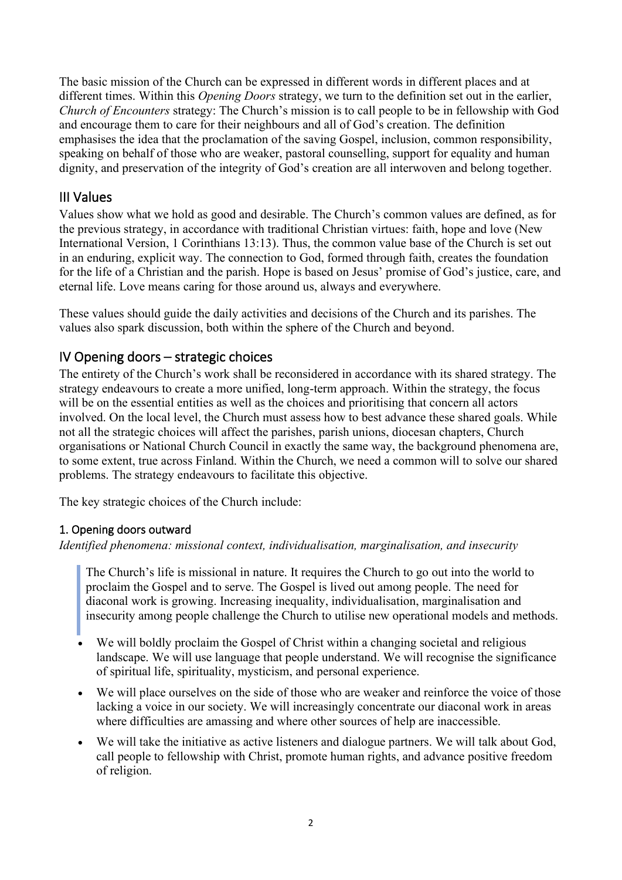The basic mission of the Church can be expressed in different words in different places and at different times. Within this *Opening Doors* strategy, we turn to the definition set out in the earlier, *Church of Encounters* strategy: The Church's mission is to call people to be in fellowship with God and encourage them to care for their neighbours and all of God's creation. The definition emphasises the idea that the proclamation of the saving Gospel, inclusion, common responsibility, speaking on behalf of those who are weaker, pastoral counselling, support for equality and human dignity, and preservation of the integrity of God's creation are all interwoven and belong together.

## III Values

Values show what we hold as good and desirable. The Church's common values are defined, as for the previous strategy, in accordance with traditional Christian virtues: faith, hope and love (New International Version, 1 Corinthians 13:13). Thus, the common value base of the Church is set out in an enduring, explicit way. The connection to God, formed through faith, creates the foundation for the life of a Christian and the parish. Hope is based on Jesus' promise of God's justice, care, and eternal life. Love means caring for those around us, always and everywhere.

These values should guide the daily activities and decisions of the Church and its parishes. The values also spark discussion, both within the sphere of the Church and beyond.

## IV Opening doors – strategic choices

The entirety of the Church's work shall be reconsidered in accordance with its shared strategy. The strategy endeavours to create a more unified, long-term approach. Within the strategy, the focus will be on the essential entities as well as the choices and prioritising that concern all actors involved. On the local level, the Church must assess how to best advance these shared goals. While not all the strategic choices will affect the parishes, parish unions, diocesan chapters, Church organisations or National Church Council in exactly the same way, the background phenomena are, to some extent, true across Finland. Within the Church, we need a common will to solve our shared problems. The strategy endeavours to facilitate this objective.

The key strategic choices of the Church include:

### 1. Opening doors outward

*Identified phenomena: missional context, individualisation, marginalisation, and insecurity*

> The Church's life is missional in nature. It requires the Church to go out into the world to proclaim the Gospel and to serve. The Gospel is lived out among people. The need for diaconal work is growing. Increasing inequality, individualisation, marginalisation and insecurity among people challenge the Church to utilise new operational models and methods.

- We will boldly proclaim the Gospel of Christ within a changing societal and religious landscape. We will use language that people understand. We will recognise the significance of spiritual life, spirituality, mysticism, and personal experience.
- We will place ourselves on the side of those who are weaker and reinforce the voice of those lacking a voice in our society. We will increasingly concentrate our diaconal work in areas where difficulties are amassing and where other sources of help are inaccessible.
- We will take the initiative as active listeners and dialogue partners. We will talk about God, call people to fellowship with Christ, promote human rights, and advance positive freedom of religion.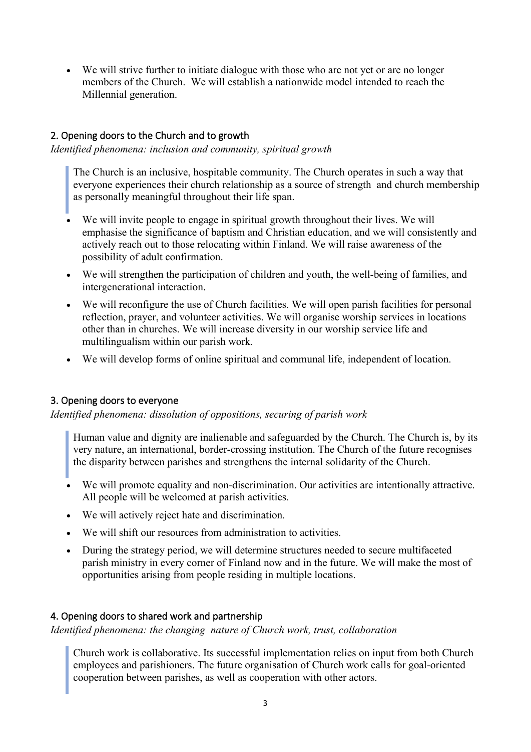- We will strive further to initiate dialogue with those who are not yet or are no longer members of the Church. We will establish a nationwide model intended to reach the Millennial generation.

## 2. Opening doors to the Church and to growth

*Identified phenomena: inclusion and community, spiritual growth*

> The Church is an inclusive, hospitable community. The Church operates in such a way that everyone experiences their church relationship as a source of strength and church membership as personally meaningful throughout their life span.

- We will invite people to engage in spiritual growth throughout their lives. We will emphasise the significance of baptism and Christian education, and we will consistently and actively reach out to those relocating within Finland. We will raise awareness of the possibility of adult confirmation.
- We will strengthen the participation of children and youth, the well-being of families, and intergenerational interaction.
- We will reconfigure the use of Church facilities. We will open parish facilities for personal reflection, prayer, and volunteer activities. We will organise worship services in locations other than in churches. We will increase diversity in our worship service life and multilingualism within our parish work.
- We will develop forms of online spiritual and communal life, independent of location.

## 3. Opening doors to everyone

*Identified phenomena: dissolution of oppositions, securing of parish work*

> Human value and dignity are inalienable and safeguarded by the Church. The Church is, by its very nature, an international, border-crossing institution. The Church of the future recognises the disparity between parishes and strengthens the internal solidarity of the Church.

- We will promote equality and non-discrimination. Our activities are intentionally attractive. All people will be welcomed at parish activities.
- We will actively reject hate and discrimination.
- We will shift our resources from administration to activities.
- During the strategy period, we will determine structures needed to secure multifaceted parish ministry in every corner of Finland now and in the future. We will make the most of opportunities arising from people residing in multiple locations.

## 4. Opening doors to shared work and partnership

*Identified phenomena: the changing nature of Church work, trust, collaboration*

> Church work is collaborative. Its successful implementation relies on input from both Church employees and parishioners. The future organisation of Church work calls for goal-oriented cooperation between parishes, as well as cooperation with other actors.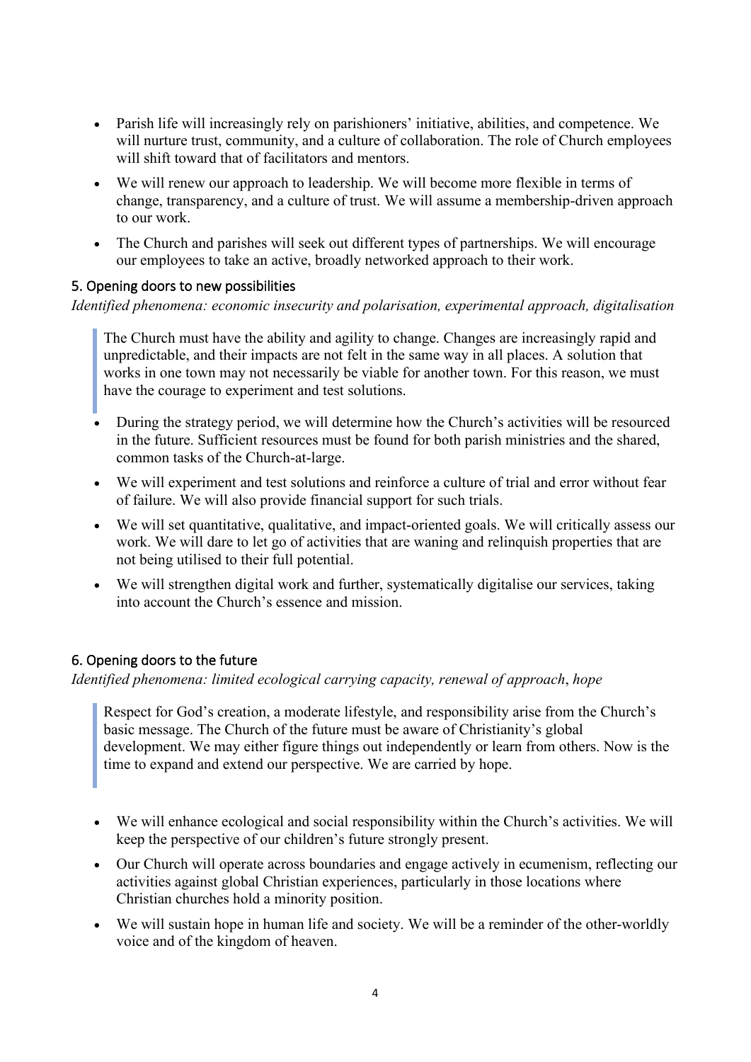- Parish life will increasingly rely on parishioners' initiative, abilities, and competence. We will nurture trust, community, and a culture of collaboration. The role of Church employees will shift toward that of facilitators and mentors.
- We will renew our approach to leadership. We will become more flexible in terms of change, transparency, and a culture of trust. We will assume a membership-driven approach to our work.
- The Church and parishes will seek out different types of partnerships. We will encourage our employees to take an active, broadly networked approach to their work.

## 5. Opening doors to new possibilities

*Identified phenomena: economic insecurity and polarisation, experimental approach, digitalisation*

> The Church must have the ability and agility to change. Changes are increasingly rapid and unpredictable, and their impacts are not felt in the same way in all places. A solution that works in one town may not necessarily be viable for another town. For this reason, we must have the courage to experiment and test solutions.

- During the strategy period, we will determine how the Church's activities will be resourced in the future. Sufficient resources must be found for both parish ministries and the shared, common tasks of the Church-at-large.
- We will experiment and test solutions and reinforce a culture of trial and error without fear of failure. We will also provide financial support for such trials.
- We will set quantitative, qualitative, and impact-oriented goals. We will critically assess our work. We will dare to let go of activities that are waning and relinquish properties that are not being utilised to their full potential.
- We will strengthen digital work and further, systematically digitalise our services, taking into account the Church's essence and mission.

## 6. Opening doors to the future

*Identified phenomena: limited ecological carrying capacity, renewal of approach, hope*

> Respect for God's creation, a moderate lifestyle, and responsibility arise from the Church's basic message. The Church of the future must be aware of Christianity's global development. We may either figure things out independently or learn from others. Now is the time to expand and extend our perspective. We are carried by hope.

- We will enhance ecological and social responsibility within the Church's activities. We will keep the perspective of our children's future strongly present.
- Our Church will operate across boundaries and engage actively in ecumenism, reflecting our activities against global Christian experiences, particularly in those locations where Christian churches hold a minority position.
- We will sustain hope in human life and society. We will be a reminder of the other-worldly voice and of the kingdom of heaven.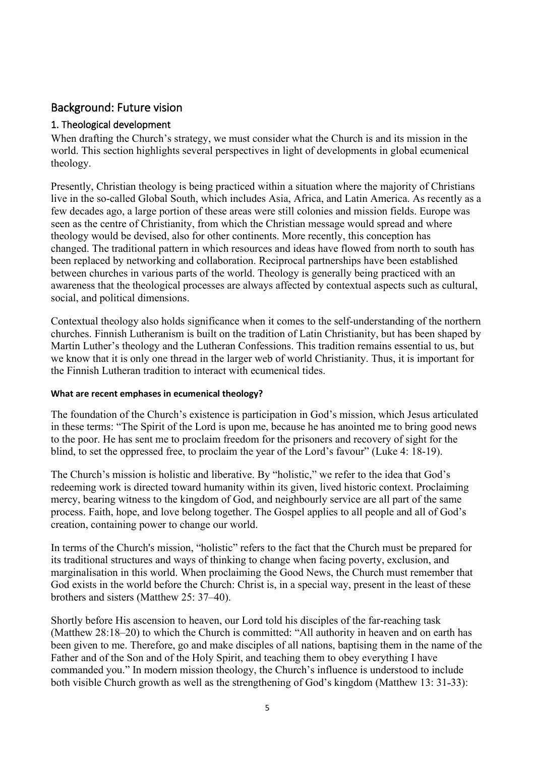## Background: Future vision

### 1. Theological development

When drafting the Church's strategy, we must consider what the Church is and its mission in the world. This section highlights several perspectives in light of developments in global ecumenical theology.

Presently, Christian theology is being practiced within a situation where the majority of Christians live in the so-called Global South, which includes Asia, Africa, and Latin America. As recently as a few decades ago, a large portion of these areas were still colonies and mission fields. Europe was seen as the centre of Christianity, from which the Christian message would spread and where theology would be devised, also for other continents. More recently, this conception has changed. The traditional pattern in which resources and ideas have flowed from north to south has been replaced by networking and collaboration. Reciprocal partnerships have been established between churches in various parts of the world. Theology is generally being practiced with an awareness that the theological processes are always affected by contextual aspects such as cultural, social, and political dimensions.

Contextual theology also holds significance when it comes to the self-understanding of the northern churches. Finnish Lutheranism is built on the tradition of Latin Christianity, but has been shaped by Martin Luther's theology and the Lutheran Confessions. This tradition remains essential to us, but we know that it is only one thread in the larger web of world Christianity. Thus, it is important for the Finnish Lutheran tradition to interact with ecumenical tides.

#### What are recent emphases in ecumenical theology?

The foundation of the Church's existence is participation in God's mission, which Jesus articulated in these terms: "The Spirit of the Lord is upon me, because he has anointed me to bring good news to the poor. He has sent me to proclaim freedom for the prisoners and recovery of sight for the blind, to set the oppressed free, to proclaim the year of the Lord's favour" (Luke 4: 18-19).

The Church's mission is holistic and liberative. By "holistic," we refer to the idea that God's redeeming work is directed toward humanity within its given, lived historic context. Proclaiming mercy, bearing witness to the kingdom of God, and neighbourly service are all part of the same process. Faith, hope, and love belong together. The Gospel applies to all people and all of God's creation, containing power to change our world.

In terms of the Church's mission, "holistic" refers to the fact that the Church must be prepared for its traditional structures and ways of thinking to change when facing poverty, exclusion, and marginalisation in this world. When proclaiming the Good News, the Church must remember that God exists in the world before the Church: Christ is, in a special way, present in the least of these brothers and sisters (Matthew 25: 37–40).

Shortly before His ascension to heaven, our Lord told his disciples of the far-reaching task (Matthew 28:18–20) to which the Church is committed: "All authority in heaven and on earth has been given to me. Therefore, go and make disciples of all nations, baptising them in the name of the Father and of the Son and of the Holy Spirit, and teaching them to obey everything I have commanded you." In modern mission theology, the Church's influence is understood to include both visible Church growth as well as the strengthening of God's kingdom (Matthew 13: 31-33):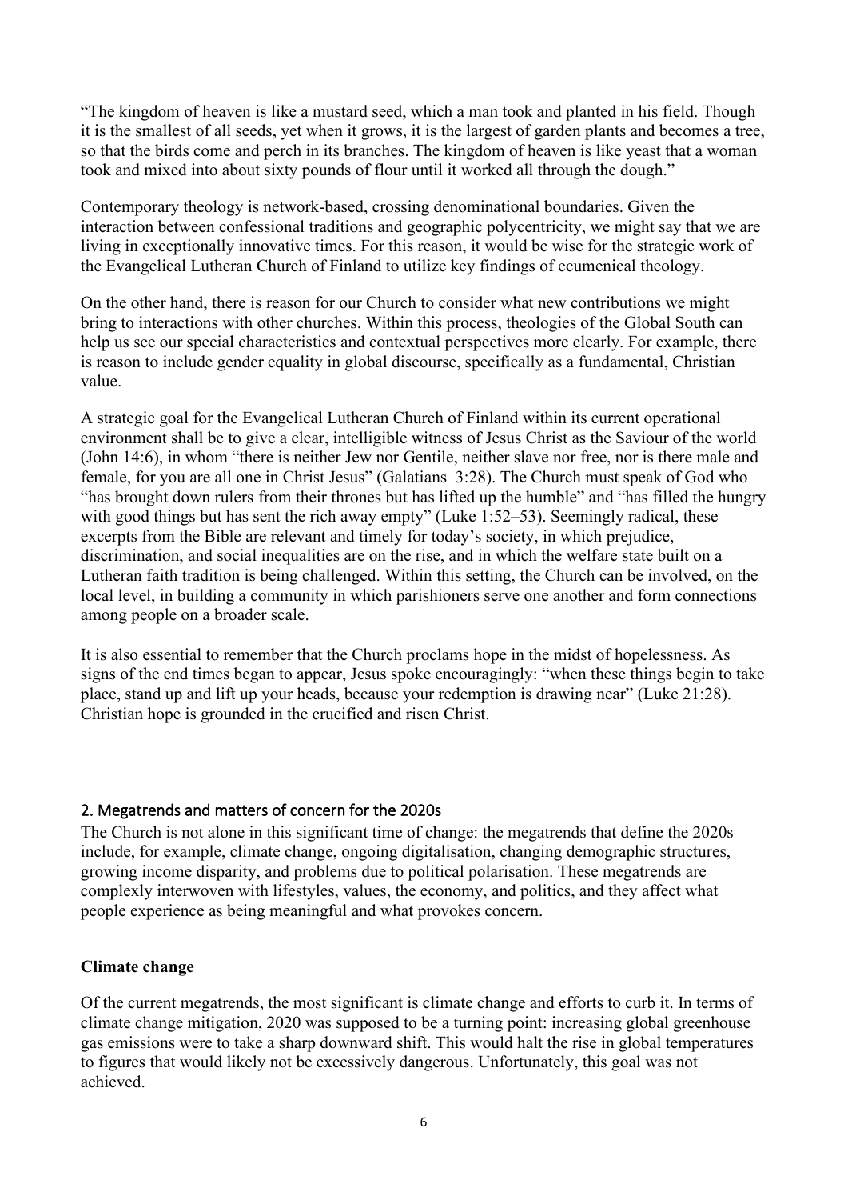"The kingdom of heaven is like a mustard seed, which a man took and planted in his field. Though it is the smallest of all seeds, yet when it grows, it is the largest of garden plants and becomes a tree, so that the birds come and perch in its branches. The kingdom of heaven is like yeast that a woman took and mixed into about sixty pounds of flour until it worked all through the dough."

Contemporary theology is network-based, crossing denominational boundaries. Given the interaction between confessional traditions and geographic polycentricity, we might say that we are living in exceptionally innovative times. For this reason, it would be wise for the strategic work of the Evangelical Lutheran Church of Finland to utilize key findings of ecumenical theology.

On the other hand, there is reason for our Church to consider what new contributions we might bring to interactions with other churches. Within this process, theologies of the Global South can help us see our special characteristics and contextual perspectives more clearly. For example, there is reason to include gender equality in global discourse, specifically as a fundamental, Christian value.

A strategic goal for the Evangelical Lutheran Church of Finland within its current operational environment shall be to give a clear, intelligible witness of Jesus Christ as the Saviour of the world (John 14:6), in whom "there is neither Jew nor Gentile, neither slave nor free, nor is there male and female, for you are all one in Christ Jesus" (Galatians 3:28). The Church must speak of God who "has brought down rulers from their thrones but has lifted up the humble" and "has filled the hungry with good things but has sent the rich away empty" (Luke 1:52–53). Seemingly radical, these excerpts from the Bible are relevant and timely for today's society, in which prejudice, discrimination, and social inequalities are on the rise, and in which the welfare state built on a Lutheran faith tradition is being challenged. Within this setting, the Church can be involved, on the local level, in building a community in which parishioners serve one another and form connections among people on a broader scale.

It is also essential to remember that the Church proclaims hope in the midst of hopelessness. As signs of the end times began to appear, Jesus spoke encouragingly: "when these things begin to take place, stand up and lift up your heads, because your redemption is drawing near" (Luke 21:28). Christian hope is grounded in the crucified and risen Christ.

## 2. Megatrends and matters of concern for the 2020s

The Church is not alone in this significant time of change: the megatrends that define the 2020s include, for example, climate change, ongoing digitalisation, changing demographic structures, growing income disparity, and problems due to political polarisation. These megatrends are complexly interwoven with lifestyles, values, the economy, and politics, and they affect what people experience as being meaningful and what provokes concern.

### Climate change

Of the current megatrends, the most significant is climate change and efforts to curb it. In terms of climate change mitigation, 2020 was supposed to be a turning point: increasing global greenhouse gas emissions were to take a sharp downward shift. This would halt the rise in global temperatures to figures that would likely not be excessively dangerous. Unfortunately, this goal was not achieved.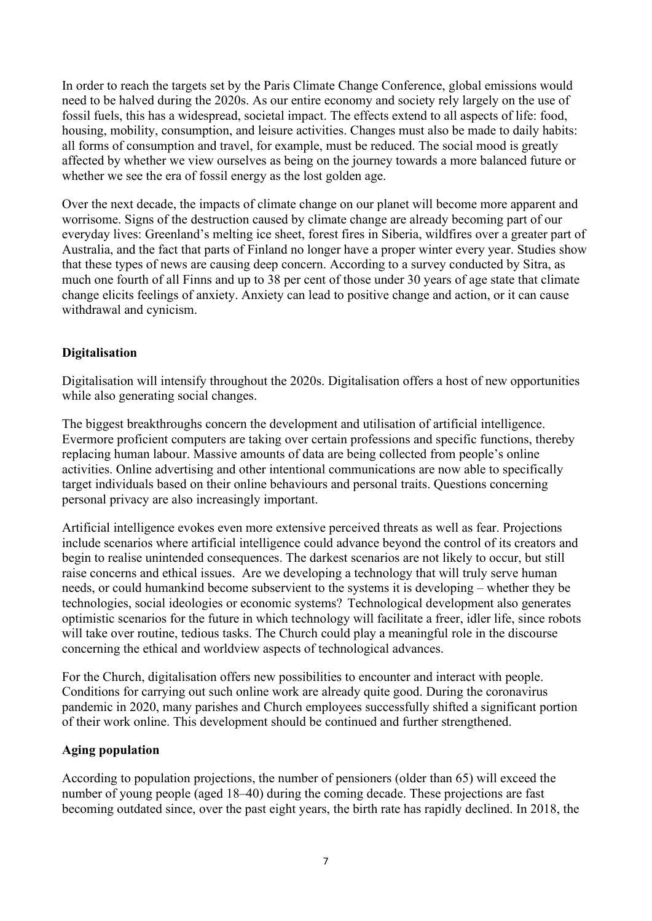In order to reach the targets set by the Paris Climate Change Conference, global emissions would need to be halved during the 2020s. As our entire economy and society rely largely on the use of fossil fuels, this has a widespread, societal impact. The effects extend to all aspects of life: food, housing, mobility, consumption, and leisure activities. Changes must also be made to daily habits: all forms of consumption and travel, for example, must be reduced. The social mood is greatly affected by whether we view ourselves as being on the journey towards a more balanced future or whether we see the era of fossil energy as the lost golden age.

Over the next decade, the impacts of climate change on our planet will become more apparent and worrisome. Signs of the destruction caused by climate change are already becoming part of our everyday lives: Greenland's melting ice sheet, forest fires in Siberia, wildfires over a greater part of Australia, and the fact that parts of Finland no longer have a proper winter every year. Studies show that these types of news are causing deep concern. According to a survey conducted by Sitra, as much one fourth of all Finns and up to 38 per cent of those under 30 years of age state that climate change elicits feelings of anxiety. Anxiety can lead to positive change and action, or it can cause withdrawal and cynicism.

**Digitalisation**

Digitalisation will intensify throughout the 2020s. Digitalisation offers a host of new opportunities while also generating social changes.

The biggest breakthroughs concern the development and utilisation of artificial intelligence. Evermore proficient computers are taking over certain professions and specific functions, thereby replacing human labour. Massive amounts of data are being collected from people's online activities. Online advertising and other intentional communications are now able to specifically target individuals based on their online behaviours and personal traits. Questions concerning personal privacy are also increasingly important.

Artificial intelligence evokes even more extensive perceived threats as well as fear. Projections include scenarios where artificial intelligence could advance beyond the control of its creators and begin to realise unintended consequences. The darkest scenarios are not likely to occur, but still raise concerns and ethical issues. Are we developing a technology that will truly serve human needs, or could humankind become subservient to the systems it is developing – whether they be technologies, social ideologies or economic systems? Technological development also generates optimistic scenarios for the future in which technology will facilitate a freer, idler life, since robots will take over routine, tedious tasks. The Church could play a meaningful role in the discourse concerning the ethical and worldview aspects of technological advances.

For the Church, digitalisation offers new possibilities to encounter and interact with people. Conditions for carrying out such online work are already quite good. During the coronavirus pandemic in 2020, many parishes and Church employees successfully shifted a significant portion of their work online. This development should be continued and further strengthened.

**Aging population**

According to population projections, the number of pensioners (older than 65) will exceed the number of young people (aged 18–40) during the coming decade. These projections are fast becoming outdated since, over the past eight years, the birth rate has rapidly declined. In 2018, the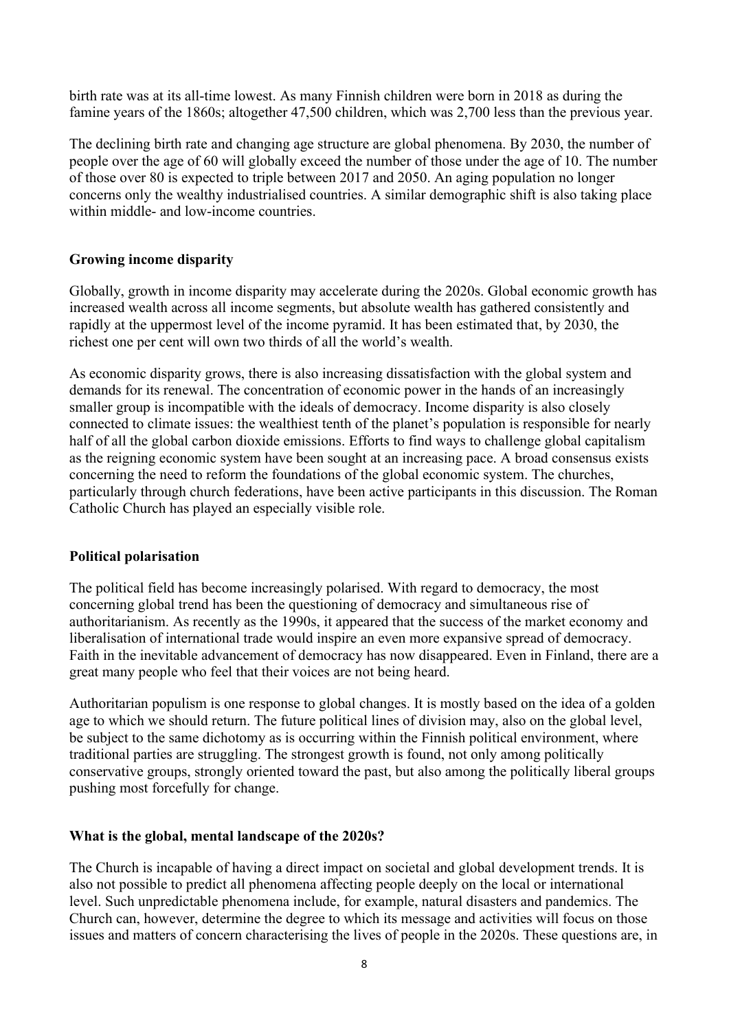birth rate was at its all-time lowest. As many Finnish children were born in 2018 as during the famine years of the 1860s; altogether 47,500 children, which was 2,700 less than the previous year.

The declining birth rate and changing age structure are global phenomena. By 2030, the number of people over the age of 60 will globally exceed the number of those under the age of 10. The number of those over 80 is expected to triple between 2017 and 2050. An aging population no longer concerns only the wealthy industrialised countries. A similar demographic shift is also taking place within middle- and low-income countries.

### Growing income disparity

Globally, growth in income disparity may accelerate during the 2020s. Global economic growth has increased wealth across all income segments, but absolute wealth has gathered consistently and rapidly at the uppermost level of the income pyramid. It has been estimated that, by 2030, the richest one per cent will own two thirds of all the world's wealth.

As economic disparity grows, there is also increasing dissatisfaction with the global system and demands for its renewal. The concentration of economic power in the hands of an increasingly smaller group is incompatible with the ideals of democracy. Income disparity is also closely connected to climate issues: the wealthiest tenth of the planet's population is responsible for nearly half of all the global carbon dioxide emissions. Efforts to find ways to challenge global capitalism as the reigning economic system have been sought at an increasing pace. A broad consensus exists concerning the need to reform the foundations of the global economic system. The churches, particularly through church federations, have been active participants in this discussion. The Roman Catholic Church has played an especially visible role.

### Political polarisation

The political field has become increasingly polarised. With regard to democracy, the most concerning global trend has been the questioning of democracy and simultaneous rise of authoritarianism. As recently as the 1990s, it appeared that the success of the market economy and liberalisation of international trade would inspire an even more expansive spread of democracy. Faith in the inevitable advancement of democracy has now disappeared. Even in Finland, there are a great many people who feel that their voices are not being heard.

Authoritarian populism is one response to global changes. It is mostly based on the idea of a golden age to which we should return. The future political lines of division may, also on the global level, be subject to the same dichotomy as is occurring within the Finnish political environment, where traditional parties are struggling. The strongest growth is found, not only among politically conservative groups, strongly oriented toward the past, but also among the politically liberal groups pushing most forcefully for change.

### What is the global, mental landscape of the 2020s?

The Church is incapable of having a direct impact on societal and global development trends. It is also not possible to predict all phenomena affecting people deeply on the local or international level. Such unpredictable phenomena include, for example, natural disasters and pandemics. The Church can, however, determine the degree to which its message and activities will focus on those issues and matters of concern characterising the lives of people in the 2020s. These questions are, in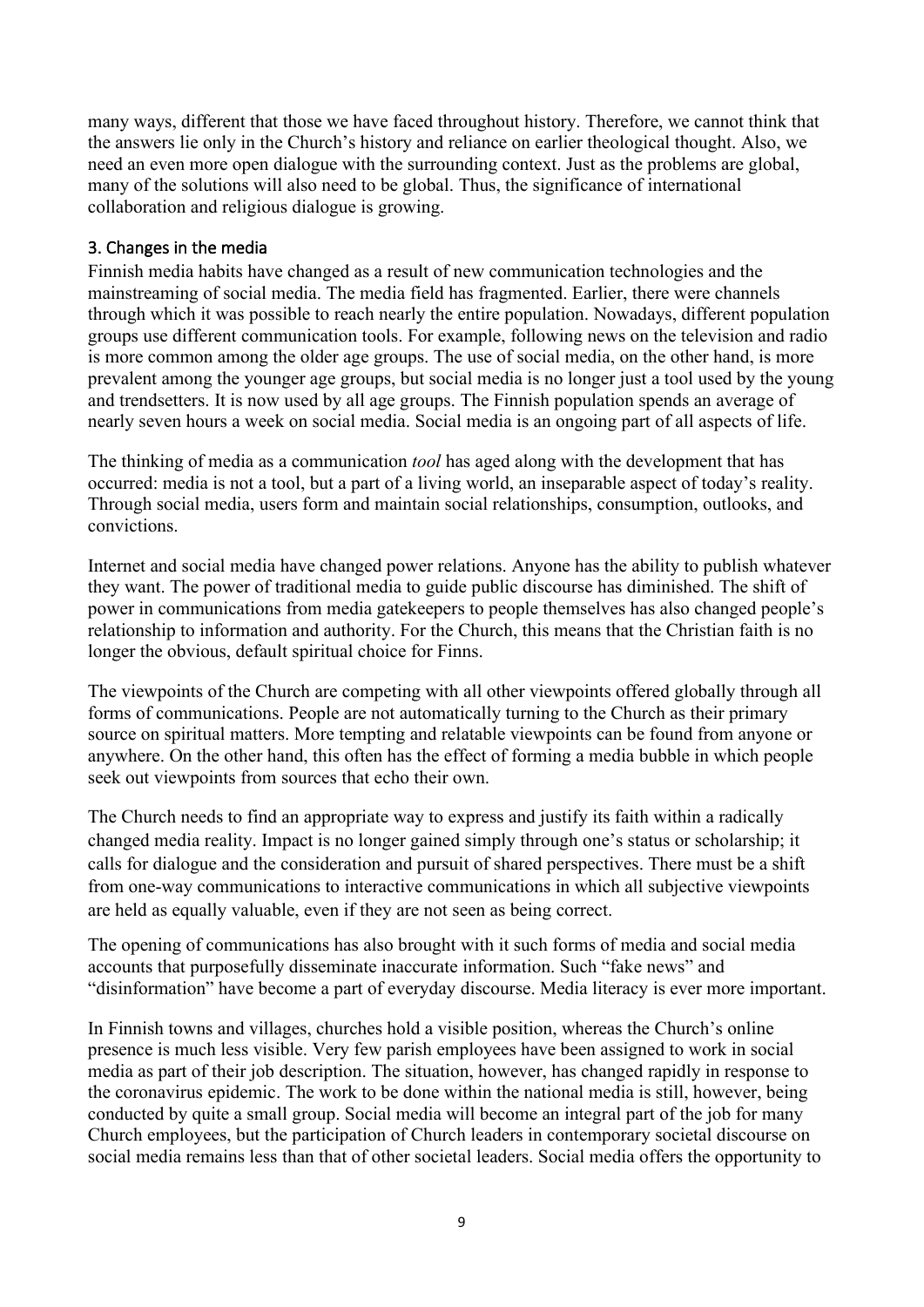many ways, different that those we have faced throughout history. Therefore, we cannot think that the answers lie only in the Church's history and reliance on earlier theological thought. Also, we need an even more open dialogue with the surrounding context. Just as the problems are global, many of the solutions will also need to be global. Thus, the significance of international collaboration and religious dialogue is growing.

## 3. Changes in the media

Finnish media habits have changed as a result of new communication technologies and the mainstreaming of social media. The media field has fragmented. Earlier, there were channels through which it was possible to reach nearly the entire population. Nowadays, different population groups use different communication tools. For example, following news on the television and radio is more common among the older age groups. The use of social media, on the other hand, is more prevalent among the younger age groups, but social media is no longer just a tool used by the young and trendsetters. It is now used by all age groups. The Finnish population spends an average of nearly seven hours a week on social media. Social media is an ongoing part of all aspects of life.

The thinking of media as a communication *tool* has aged along with the development that has occurred: media is not a tool, but a part of a living world, an inseparable aspect of today's reality. Through social media, users form and maintain social relationships, consumption, outlooks, and convictions.

Internet and social media have changed power relations. Anyone has the ability to publish whatever they want. The power of traditional media to guide public discourse has diminished. The shift of power in communications from media gatekeepers to people themselves has also changed people's relationship to information and authority. For the Church, this means that the Christian faith is no longer the obvious, default spiritual choice for Finns.

The viewpoints of the Church are competing with all other viewpoints offered globally through all forms of communications. People are not automatically turning to the Church as their primary source on spiritual matters. More tempting and relatable viewpoints can be found from anyone or anywhere. On the other hand, this often has the effect of forming a media bubble in which people seek out viewpoints from sources that echo their own.

The Church needs to find an appropriate way to express and justify its faith within a radically changed media reality. Impact is no longer gained simply through one's status or scholarship; it calls for dialogue and the consideration and pursuit of shared perspectives. There must be a shift from one-way communications to interactive communications in which all subjective viewpoints are held as equally valuable, even if they are not seen as being correct.

The opening of communications has also brought with it such forms of media and social media accounts that purposefully disseminate inaccurate information. Such "fake news" and "disinformation" have become a part of everyday discourse. Media literacy is ever more important.

In Finnish towns and villages, churches hold a visible position, whereas the Church's online presence is much less visible. Very few parish employees have been assigned to work in social media as part of their job description. The situation, however, has changed rapidly in response to the coronavirus epidemic. The work to be done within the national media is still, however, being conducted by quite a small group. Social media will become an integral part of the job for many Church employees, but the participation of Church leaders in contemporary societal discourse on social media remains less than that of other societal leaders. Social media offers the opportunity to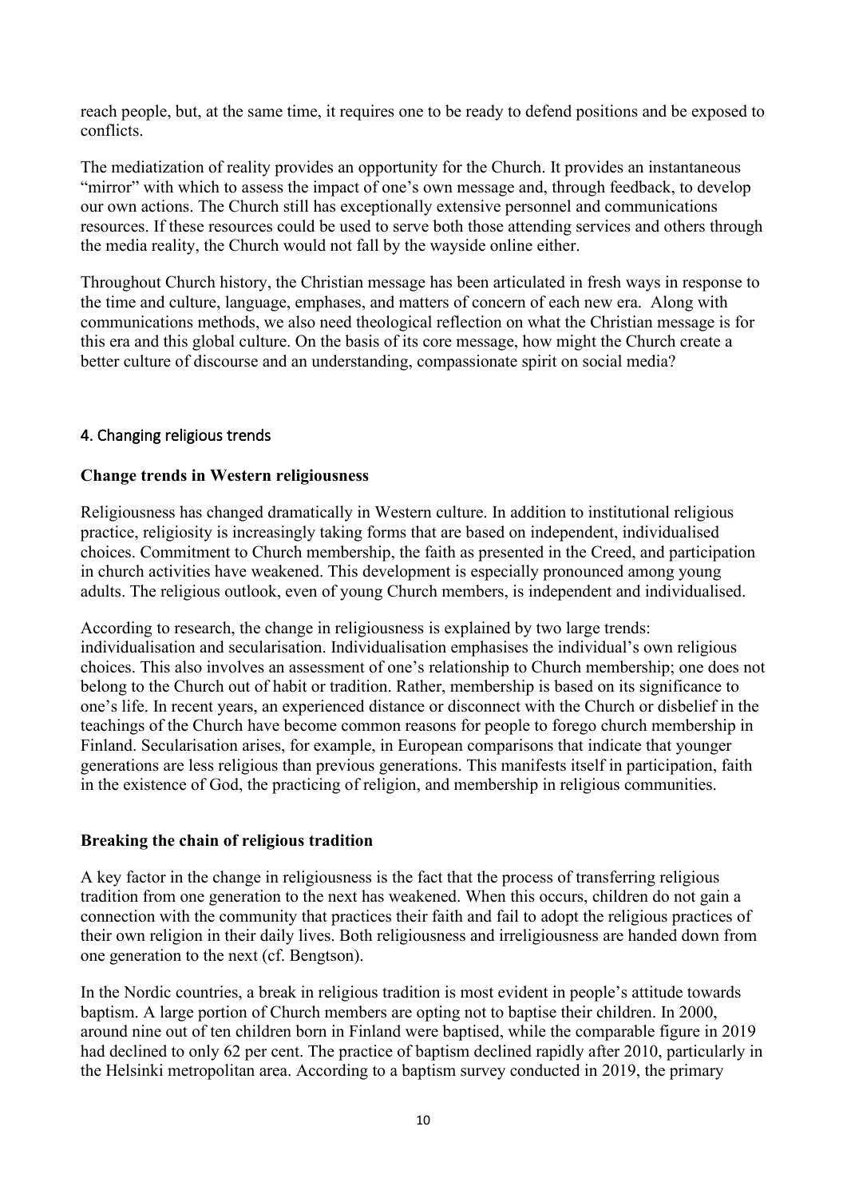reach people, but, at the same time, it requires one to be ready to defend positions and be exposed to conflicts.

The mediatization of reality provides an opportunity for the Church. It provides an instantaneous "mirror" with which to assess the impact of one's own message and, through feedback, to develop our own actions. The Church still has exceptionally extensive personnel and communications resources. If these resources could be used to serve both those attending services and others through the media reality, the Church would not fall by the wayside online either.

Throughout Church history, the Christian message has been articulated in fresh ways in response to the time and culture, language, emphases, and matters of concern of each new era. Along with communications methods, we also need theological reflection on what the Christian message is for this era and this global culture. On the basis of its core message, how might the Church create a better culture of discourse and an understanding, compassionate spirit on social media?

## 4. Changing religious trends

### Change trends in Western religiousness

Religiousness has changed dramatically in Western culture. In addition to institutional religious practice, religiosity is increasingly taking forms that are based on independent, individualised choices. Commitment to Church membership, the faith as presented in the Creed, and participation in church activities have weakened. This development is especially pronounced among young adults. The religious outlook, even of young Church members, is independent and individualised.

According to research, the change in religiousness is explained by two large trends: individualisation and secularisation. Individualisation emphasises the individual's own religious choices. This also involves an assessment of one's relationship to Church membership; one does not belong to the Church out of habit or tradition. Rather, membership is based on its significance to one's life. In recent years, an experienced distance or disconnect with the Church or disbelief in the teachings of the Church have become common reasons for people to forego church membership in Finland. Secularisation arises, for example, in European comparisons that indicate that younger generations are less religious than previous generations. This manifests itself in participation, faith in the existence of God, the practicing of religion, and membership in religious communities.

### Breaking the chain of religious tradition

A key factor in the change in religiousness is the fact that the process of transferring religious tradition from one generation to the next has weakened. When this occurs, children do not gain a connection with the community that practices their faith and fail to adopt the religious practices of their own religion in their daily lives. Both religiousness and irreligiousness are handed down from one generation to the next (cf. Bengtson).

In the Nordic countries, a break in religious tradition is most evident in people's attitude towards baptism. A large portion of Church members are opting not to baptise their children. In 2000, around nine out of ten children born in Finland were baptised, while the comparable figure in 2019 had declined to only 62 per cent. The practice of baptism declined rapidly after 2010, particularly in the Helsinki metropolitan area. According to a baptism survey conducted in 2019, the primary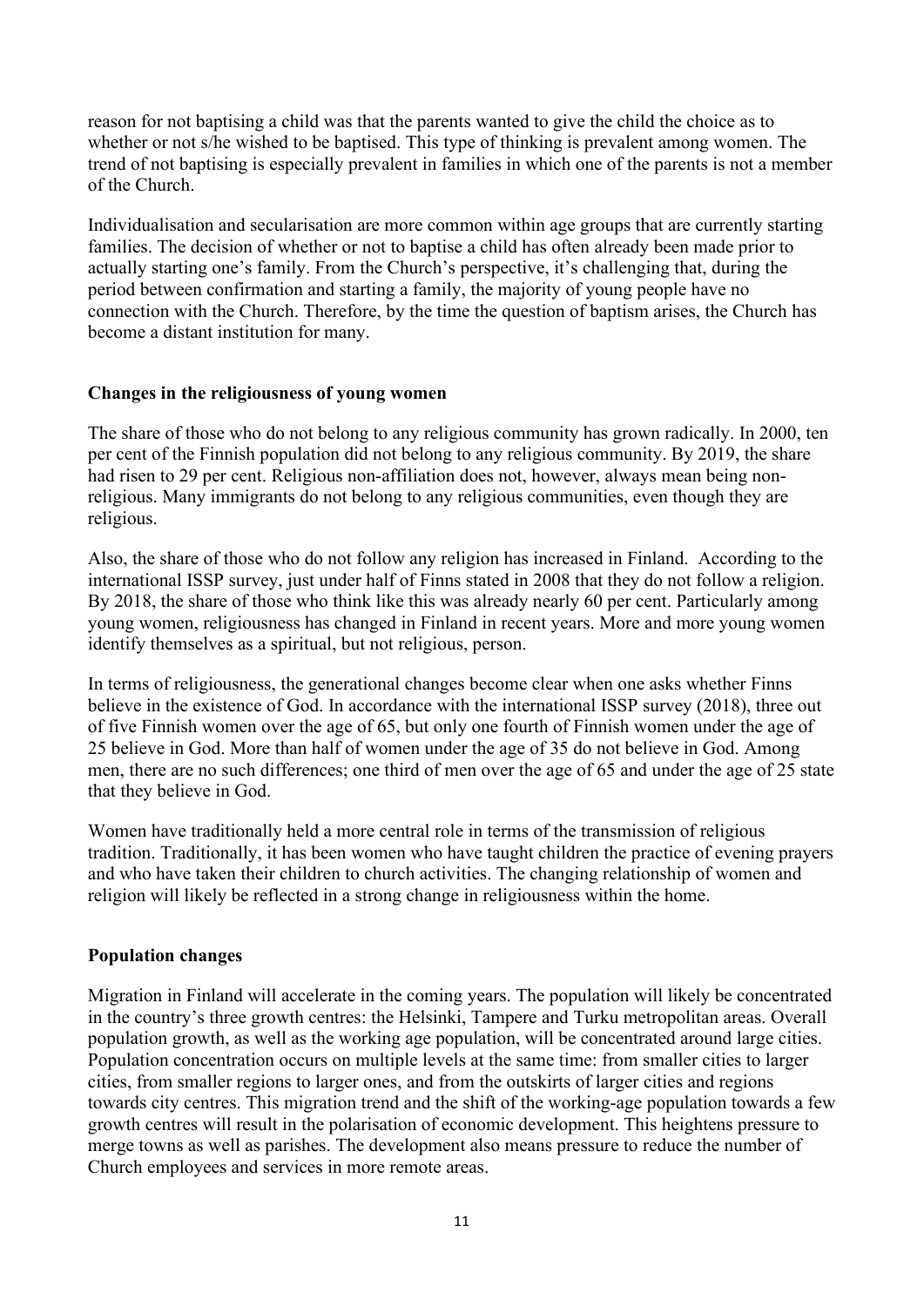reason for not baptising a child was that the parents wanted to give the child the choice as to whether or not s/he wished to be baptised. This type of thinking is prevalent among women. The trend of not baptising is especially prevalent in families in which one of the parents is not a member of the Church.

Individualisation and secularisation are more common within age groups that are currently starting families. The decision of whether or not to baptise a child has often already been made prior to actually starting one's family. From the Church's perspective, it's challenging that, during the period between confirmation and starting a family, the majority of young people have no connection with the Church. Therefore, by the time the question of baptism arises, the Church has become a distant institution for many.

**Changes in the religiousness of young women**

The share of those who do not belong to any religious community has grown radically. In 2000, ten per cent of the Finnish population did not belong to any religious community. By 2019, the share had risen to 29 per cent. Religious non-affiliation does not, however, always mean being non-religious. Many immigrants do not belong to any religious communities, even though they are religious.

Also, the share of those who do not follow any religion has increased in Finland. According to the international ISSP survey, just under half of Finns stated in 2008 that they do not follow a religion. By 2018, the share of those who think like this was already nearly 60 per cent. Particularly among young women, religiousness has changed in Finland in recent years. More and more young women identify themselves as a spiritual, but not religious, person.

In terms of religiousness, the generational changes become clear when one asks whether Finns believe in the existence of God. In accordance with the international ISSP survey (2018), three out of five Finnish women over the age of 65, but only one fourth of Finnish women under the age of 25 believe in God. More than half of women under the age of 35 do not believe in God. Among men, there are no such differences; one third of men over the age of 65 and under the age of 25 state that they believe in God.

Women have traditionally held a more central role in terms of the transmission of religious tradition. Traditionally, it has been women who have taught children the practice of evening prayers and who have taken their children to church activities. The changing relationship of women and religion will likely be reflected in a strong change in religiousness within the home.

**Population changes**

Migration in Finland will accelerate in the coming years. The population will likely be concentrated in the country's three growth centres: the Helsinki, Tampere and Turku metropolitan areas. Overall population growth, as well as the working age population, will be concentrated around large cities. Population concentration occurs on multiple levels at the same time: from smaller cities to larger cities, from smaller regions to larger ones, and from the outskirts of larger cities and regions towards city centres. This migration trend and the shift of the working-age population towards a few growth centres will result in the polarisation of economic development. This heightens pressure to merge towns as well as parishes. The development also means pressure to reduce the number of Church employees and services in more remote areas.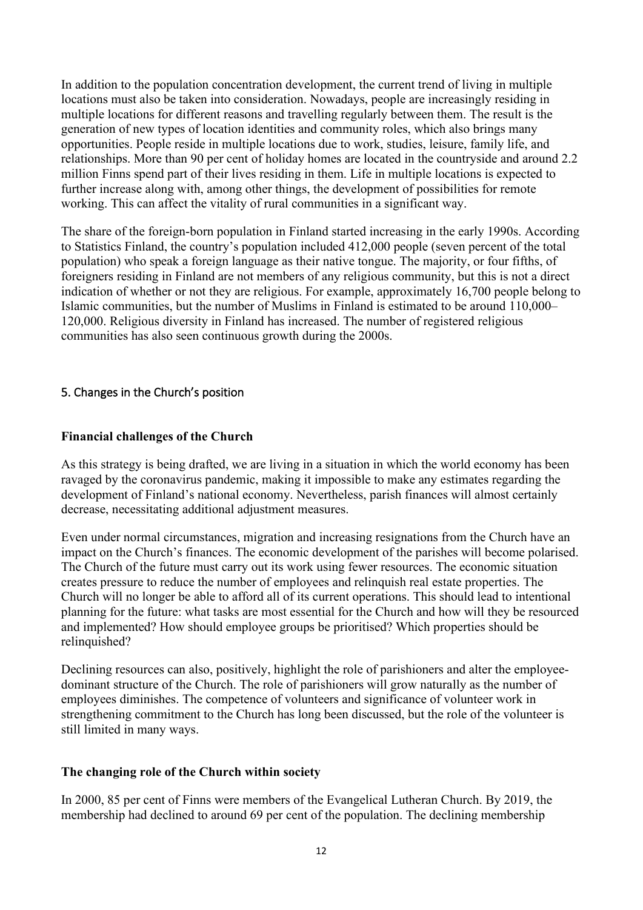In addition to the population concentration development, the current trend of living in multiple locations must also be taken into consideration. Nowadays, people are increasingly residing in multiple locations for different reasons and travelling regularly between them. The result is the generation of new types of location identities and community roles, which also brings many opportunities. People reside in multiple locations due to work, studies, leisure, family life, and relationships. More than 90 per cent of holiday homes are located in the countryside and around 2.2 million Finns spend part of their lives residing in them. Life in multiple locations is expected to further increase along with, among other things, the development of possibilities for remote working. This can affect the vitality of rural communities in a significant way.

The share of the foreign-born population in Finland started increasing in the early 1990s. According to Statistics Finland, the country's population included 412,000 people (seven percent of the total population) who speak a foreign language as their native tongue. The majority, or four fifths, of foreigners residing in Finland are not members of any religious community, but this is not a direct indication of whether or not they are religious. For example, approximately 16,700 people belong to Islamic communities, but the number of Muslims in Finland is estimated to be around 110,000–120,000. Religious diversity in Finland has increased. The number of registered religious communities has also seen continuous growth during the 2000s.

## 5. Changes in the Church's position

### Financial challenges of the Church

As this strategy is being drafted, we are living in a situation in which the world economy has been ravaged by the coronavirus pandemic, making it impossible to make any estimates regarding the development of Finland's national economy. Nevertheless, parish finances will almost certainly decrease, necessitating additional adjustment measures.

Even under normal circumstances, migration and increasing resignations from the Church have an impact on the Church's finances. The economic development of the parishes will become polarised. The Church of the future must carry out its work using fewer resources. The economic situation creates pressure to reduce the number of employees and relinquish real estate properties. The Church will no longer be able to afford all of its current operations. This should lead to intentional planning for the future: what tasks are most essential for the Church and how will they be resourced and implemented? How should employee groups be prioritised? Which properties should be relinquished?

Declining resources can also, positively, highlight the role of parishioners and alter the employee-dominant structure of the Church. The role of parishioners will grow naturally as the number of employees diminishes. The competence of volunteers and significance of volunteer work in strengthening commitment to the Church has long been discussed, but the role of the volunteer is still limited in many ways.

### The changing role of the Church within society

In 2000, 85 per cent of Finns were members of the Evangelical Lutheran Church. By 2019, the membership had declined to around 69 per cent of the population. The declining membership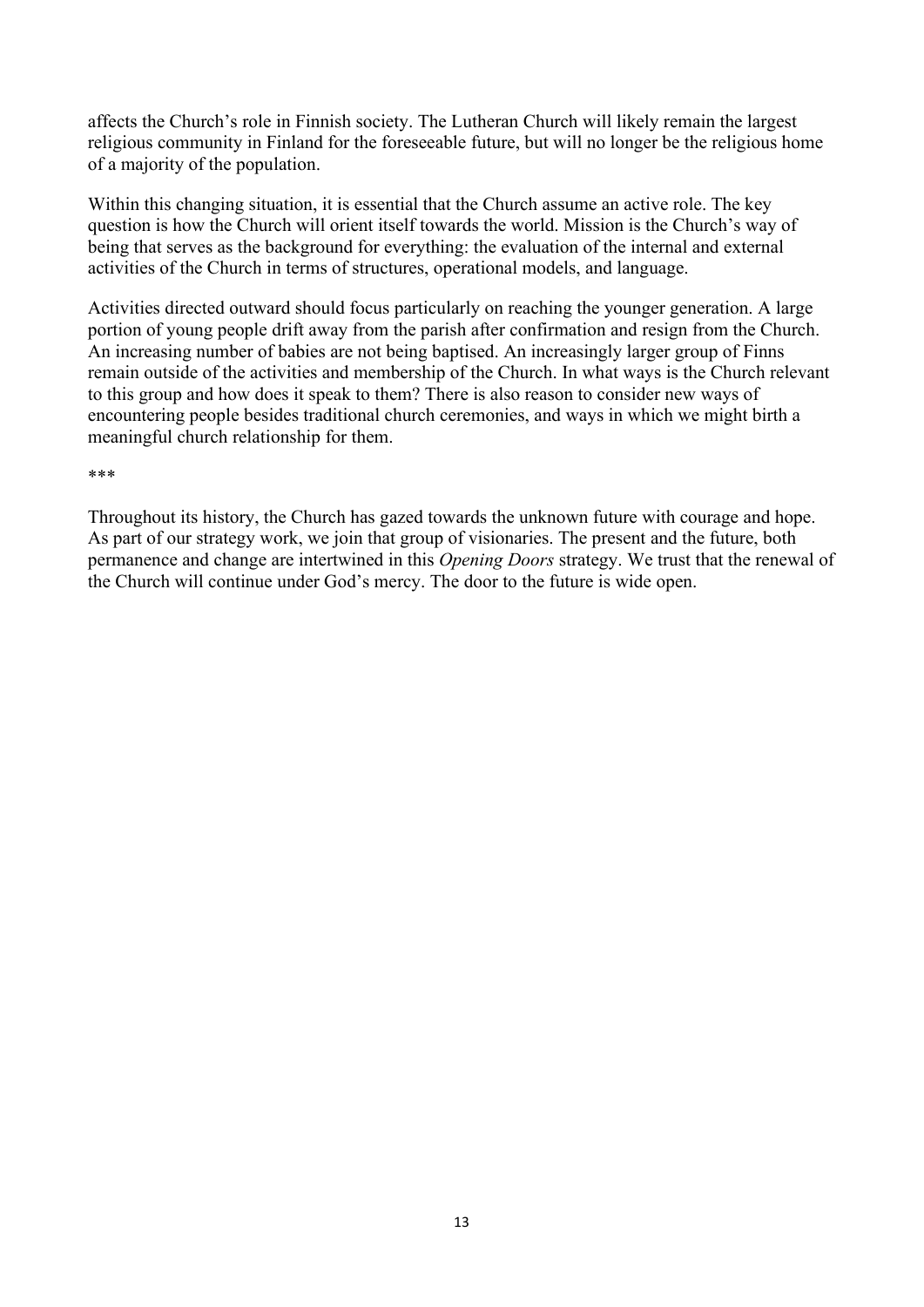affects the Church's role in Finnish society. The Lutheran Church will likely remain the largest religious community in Finland for the foreseeable future, but will no longer be the religious home of a majority of the population.

Within this changing situation, it is essential that the Church assume an active role. The key question is how the Church will orient itself towards the world. Mission is the Church's way of being that serves as the background for everything: the evaluation of the internal and external activities of the Church in terms of structures, operational models, and language.

Activities directed outward should focus particularly on reaching the younger generation. A large portion of young people drift away from the parish after confirmation and resign from the Church. An increasing number of babies are not being baptised. An increasingly larger group of Finns remain outside of the activities and membership of the Church. In what ways is the Church relevant to this group and how does it speak to them? There is also reason to consider new ways of encountering people besides traditional church ceremonies, and ways in which we might birth a meaningful church relationship for them.

***

Throughout its history, the Church has gazed towards the unknown future with courage and hope. As part of our strategy work, we join that group of visionaries. The present and the future, both permanence and change are intertwined in this *Opening Doors* strategy. We trust that the renewal of the Church will continue under God's mercy. The door to the future is wide open.